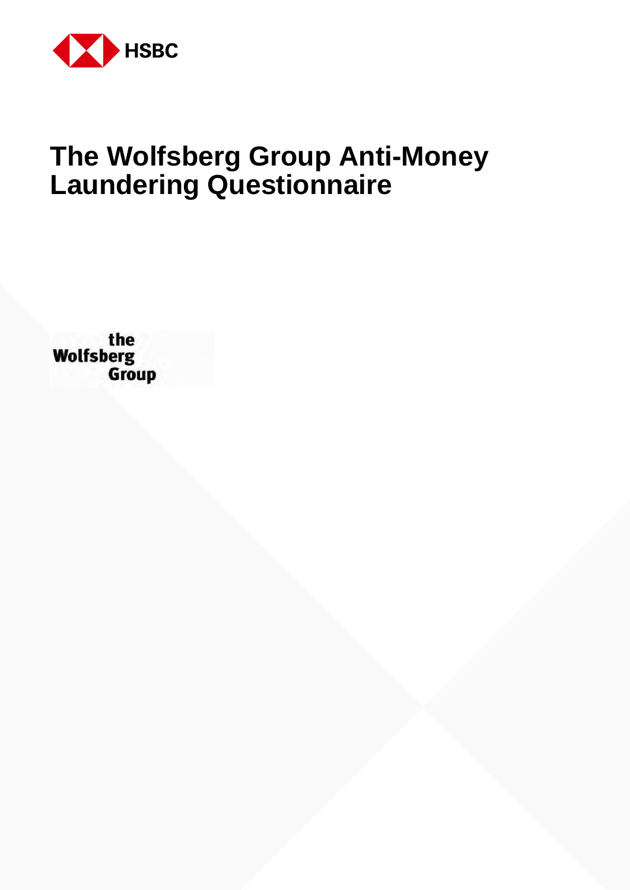HSBC

# The Wolfsberg Group Anti-Money Laundering Questionnaire

the Wolfsberg Group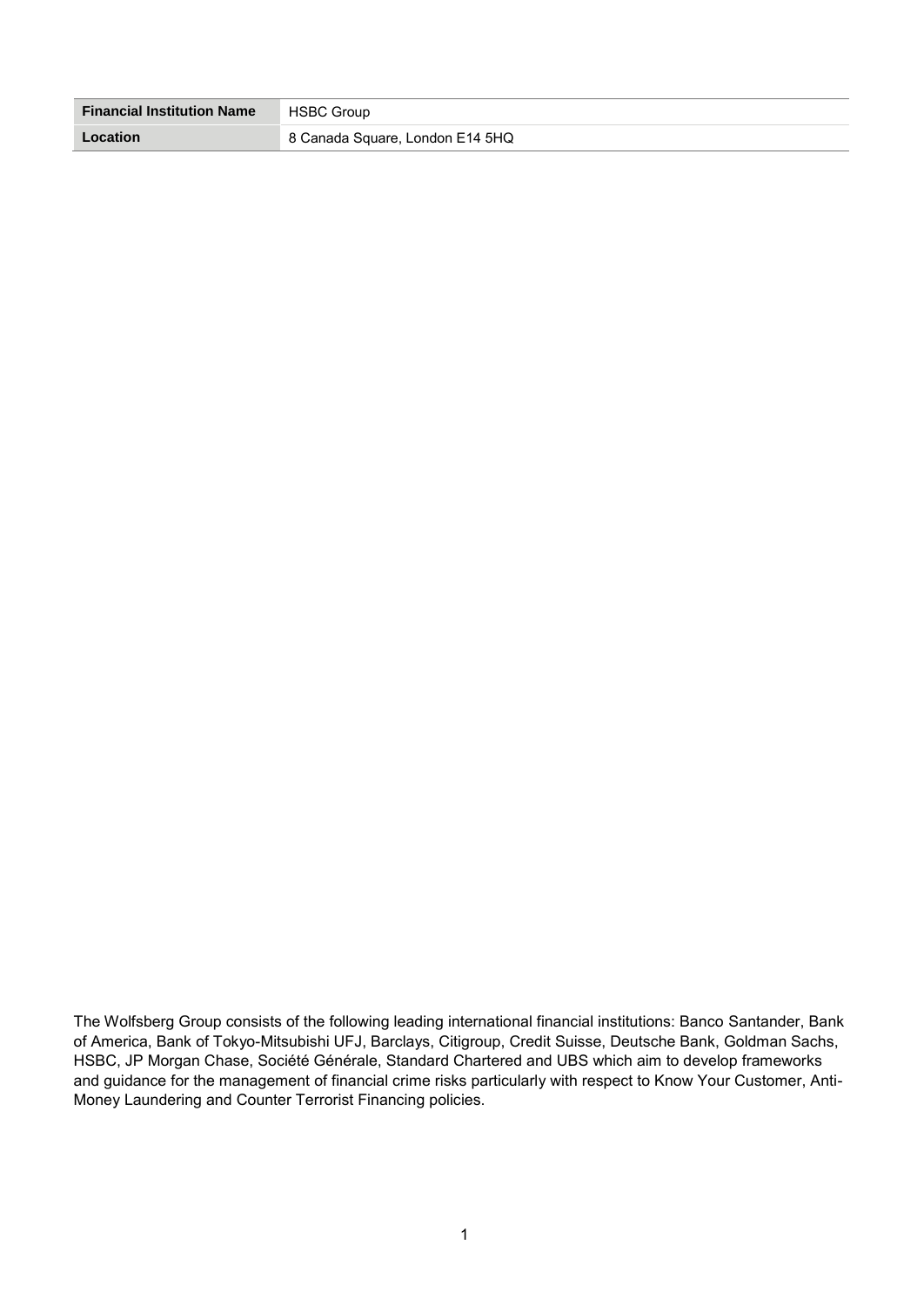| Financial Institution Name | HSBC Group |
| --- | --- |
| Location | 8 Canada Square, London E14 5HQ |

The Wolfsberg Group consists of the following leading international financial institutions: Banco Santander, Bank of America, Bank of Tokyo-Mitsubishi UFJ, Barclays, Citigroup, Credit Suisse, Deutsche Bank, Goldman Sachs, HSBC, JP Morgan Chase, Société Générale, Standard Chartered and UBS which aim to develop frameworks and guidance for the management of financial crime risks particularly with respect to Know Your Customer, Anti-Money Laundering and Counter Terrorist Financing policies.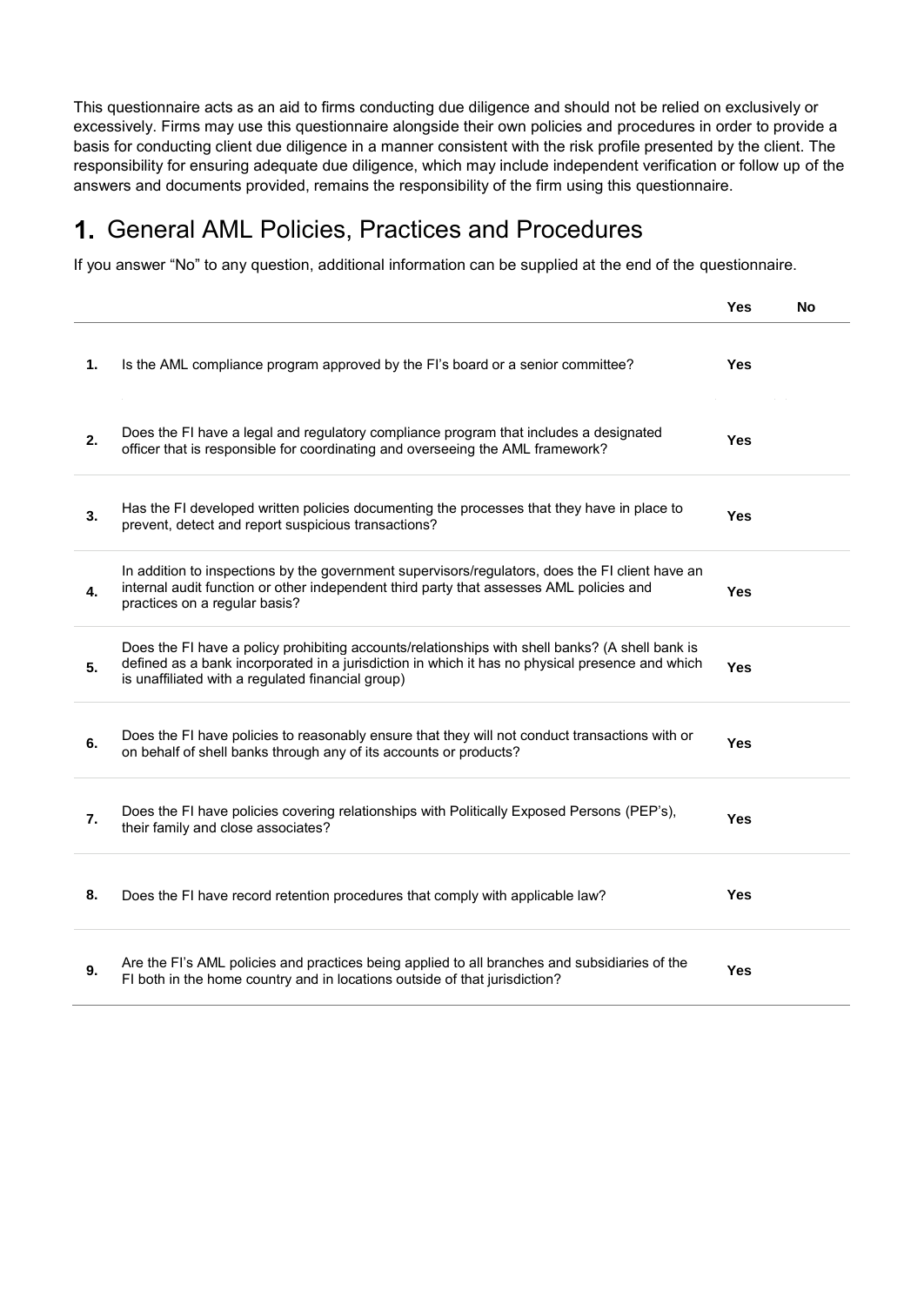This questionnaire acts as an aid to firms conducting due diligence and should not be relied on exclusively or excessively. Firms may use this questionnaire alongside their own policies and procedures in order to provide a basis for conducting client due diligence in a manner consistent with the risk profile presented by the client. The responsibility for ensuring adequate due diligence, which may include independent verification or follow up of the answers and documents provided, remains the responsibility of the firm using this questionnaire.

## 1. General AML Policies, Practices and Procedures

If you answer "No" to any question, additional information can be supplied at the end of the questionnaire.

| | | Yes | No |
|---|---|---|---|
| **1.** | Is the AML compliance program approved by the FI's board or a senior committee? | **Yes** | |
| **2.** | Does the FI have a legal and regulatory compliance program that includes a designated officer that is responsible for coordinating and overseeing the AML framework? | **Yes** | |
| **3.** | Has the FI developed written policies documenting the processes that they have in place to prevent, detect and report suspicious transactions? | **Yes** | |
| **4.** | In addition to inspections by the government supervisors/regulators, does the FI client have an internal audit function or other independent third party that assesses AML policies and practices on a regular basis? | **Yes** | |
| **5.** | Does the FI have a policy prohibiting accounts/relationships with shell banks? (A shell bank is defined as a bank incorporated in a jurisdiction in which it has no physical presence and which is unaffiliated with a regulated financial group) | **Yes** | |
| **6.** | Does the FI have policies to reasonably ensure that they will not conduct transactions with or on behalf of shell banks through any of its accounts or products? | **Yes** | |
| **7.** | Does the FI have policies covering relationships with Politically Exposed Persons (PEP's), their family and close associates? | **Yes** | |
| **8.** | Does the FI have record retention procedures that comply with applicable law? | **Yes** | |
| **9.** | Are the FI's AML policies and practices being applied to all branches and subsidiaries of the FI both in the home country and in locations outside of that jurisdiction? | **Yes** | |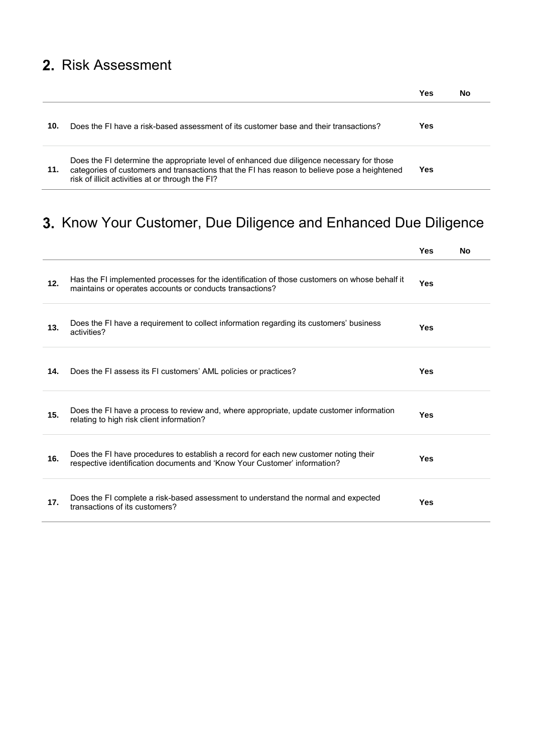## 2. Risk Assessment

| | | Yes | No |
|---|---|---|---|
| **10.** | Does the FI have a risk-based assessment of its customer base and their transactions? | **Yes** | |
| **11.** | Does the FI determine the appropriate level of enhanced due diligence necessary for those categories of customers and transactions that the FI has reason to believe pose a heightened risk of illicit activities at or through the FI? | **Yes** | |

## 3. Know Your Customer, Due Diligence and Enhanced Due Diligence

| | | Yes | No |
|---|---|---|---|
| **12.** | Has the FI implemented processes for the identification of those customers on whose behalf it maintains or operates accounts or conducts transactions? | **Yes** | |
| **13.** | Does the FI have a requirement to collect information regarding its customers' business activities? | **Yes** | |
| **14.** | Does the FI assess its FI customers' AML policies or practices? | **Yes** | |
| **15.** | Does the FI have a process to review and, where appropriate, update customer information relating to high risk client information? | **Yes** | |
| **16.** | Does the FI have procedures to establish a record for each new customer noting their respective identification documents and 'Know Your Customer' information? | **Yes** | |
| **17.** | Does the FI complete a risk-based assessment to understand the normal and expected transactions of its customers? | **Yes** | |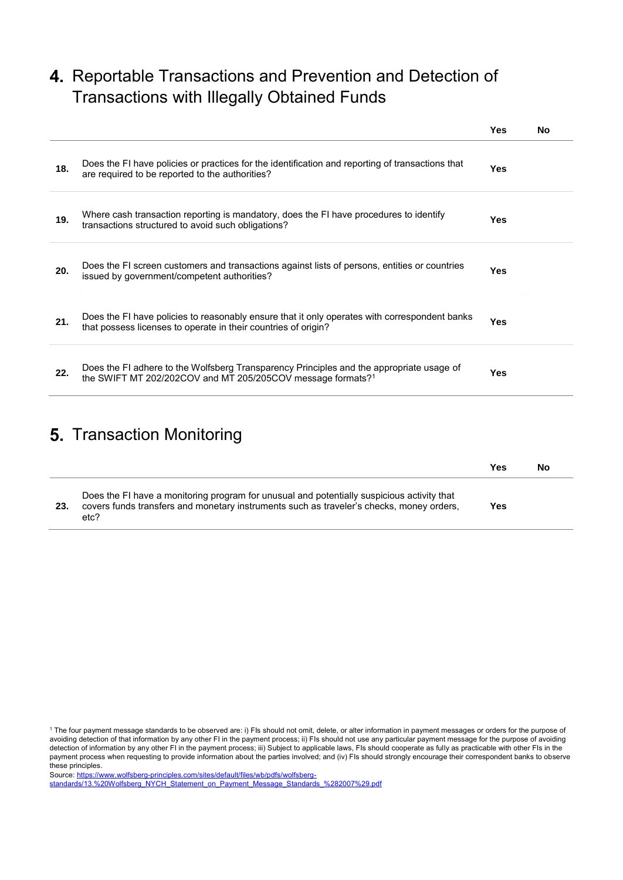## 4. Reportable Transactions and Prevention and Detection of Transactions with Illegally Obtained Funds

| | | Yes | No |
|---|---|---|---|
| 18. | Does the FI have policies or practices for the identification and reporting of transactions that are required to be reported to the authorities? | Yes | |
| 19. | Where cash transaction reporting is mandatory, does the FI have procedures to identify transactions structured to avoid such obligations? | Yes | |
| 20. | Does the FI screen customers and transactions against lists of persons, entities or countries issued by government/competent authorities? | Yes | |
| 21. | Does the FI have policies to reasonably ensure that it only operates with correspondent banks that possess licenses to operate in their countries of origin? | Yes | |
| 22. | Does the FI adhere to the Wolfsberg Transparency Principles and the appropriate usage of the SWIFT MT 202/202COV and MT 205/205COV message formats?[1] | Yes | |

## 5. Transaction Monitoring

| | | Yes | No |
|---|---|---|---|
| 23. | Does the FI have a monitoring program for unusual and potentially suspicious activity that covers funds transfers and monetary instruments such as traveler's checks, money orders, etc? | Yes | |

[1] The four payment message standards to be observed are: i) FIs should not omit, delete, or alter information in payment messages or orders for the purpose of avoiding detection of that information by any other FI in the payment process; ii) FIs should not use any particular payment message for the purpose of avoiding detection of information by any other FI in the payment process; iii) Subject to applicable laws, FIs should cooperate as fully as practicable with other FIs in the payment process when requesting to provide information about the parties involved; and (iv) FIs should strongly encourage their correspondent banks to observe these principles.

Source: [https://www.wolfsberg-principles.com/sites/default/files/wb/pdfs/wolfsberg-standards/13.%20Wolfsberg_NYCH_Statement_on_Payment_Message_Standards_%282007%29.pdf](https://www.wolfsberg-principles.com/sites/default/files/wb/pdfs/wolfsberg-standards/13.%20Wolfsberg_NYCH_Statement_on_Payment_Message_Standards_%282007%29.pdf)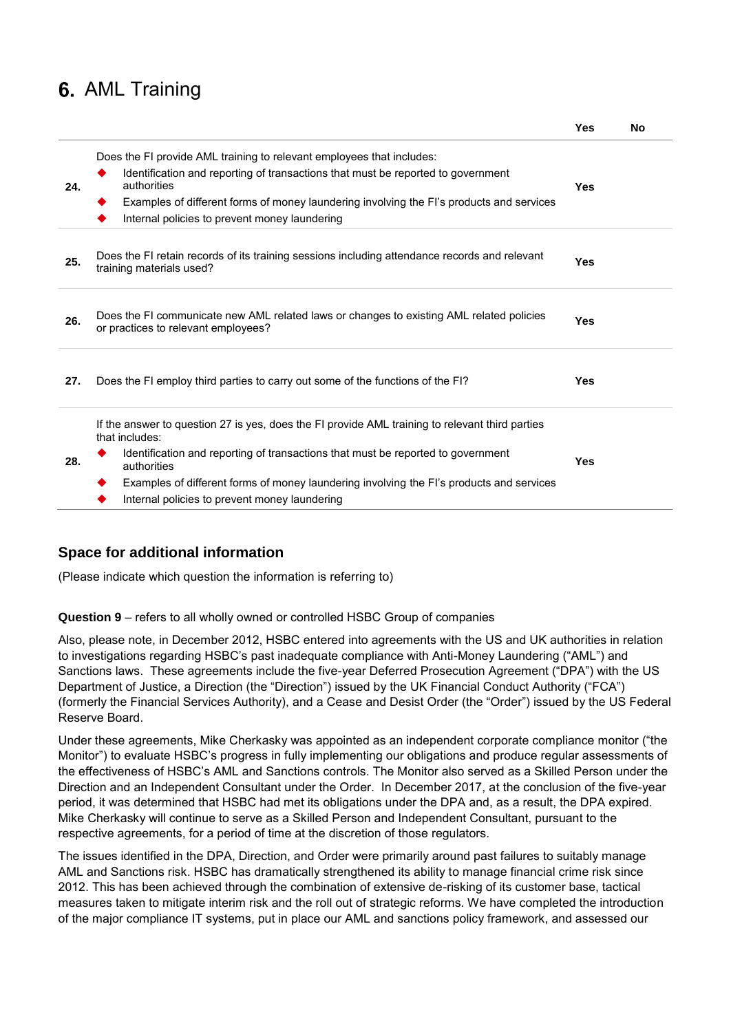# 6. AML Training

| | | Yes | No |
|---|---|---|---|
| 24. | Does the FI provide AML training to relevant employees that includes:<br>◆ Identification and reporting of transactions that must be reported to government authorities<br>◆ Examples of different forms of money laundering involving the FI's products and services<br>◆ Internal policies to prevent money laundering | Yes | |
| 25. | Does the FI retain records of its training sessions including attendance records and relevant training materials used? | Yes | |
| 26. | Does the FI communicate new AML related laws or changes to existing AML related policies or practices to relevant employees? | Yes | |
| 27. | Does the FI employ third parties to carry out some of the functions of the FI? | Yes | |
| 28. | If the answer to question 27 is yes, does the FI provide AML training to relevant third parties that includes:<br>◆ Identification and reporting of transactions that must be reported to government authorities<br>◆ Examples of different forms of money laundering involving the FI's products and services<br>◆ Internal policies to prevent money laundering | Yes | |

### Space for additional information

(Please indicate which question the information is referring to)

**Question 9** – refers to all wholly owned or controlled HSBC Group of companies

Also, please note, in December 2012, HSBC entered into agreements with the US and UK authorities in relation to investigations regarding HSBC's past inadequate compliance with Anti-Money Laundering ("AML") and Sanctions laws. These agreements include the five-year Deferred Prosecution Agreement ("DPA") with the US Department of Justice, a Direction (the "Direction") issued by the UK Financial Conduct Authority ("FCA") (formerly the Financial Services Authority), and a Cease and Desist Order (the "Order") issued by the US Federal Reserve Board.

Under these agreements, Mike Cherkasky was appointed as an independent corporate compliance monitor ("the Monitor") to evaluate HSBC's progress in fully implementing our obligations and produce regular assessments of the effectiveness of HSBC's AML and Sanctions controls. The Monitor also served as a Skilled Person under the Direction and an Independent Consultant under the Order. In December 2017, at the conclusion of the five-year period, it was determined that HSBC had met its obligations under the DPA and, as a result, the DPA expired. Mike Cherkasky will continue to serve as a Skilled Person and Independent Consultant, pursuant to the respective agreements, for a period of time at the discretion of those regulators.

The issues identified in the DPA, Direction, and Order were primarily around past failures to suitably manage AML and Sanctions risk. HSBC has dramatically strengthened its ability to manage financial crime risk since 2012. This has been achieved through the combination of extensive de-risking of its customer base, tactical measures taken to mitigate interim risk and the roll out of strategic reforms. We have completed the introduction of the major compliance IT systems, put in place our AML and sanctions policy framework, and assessed our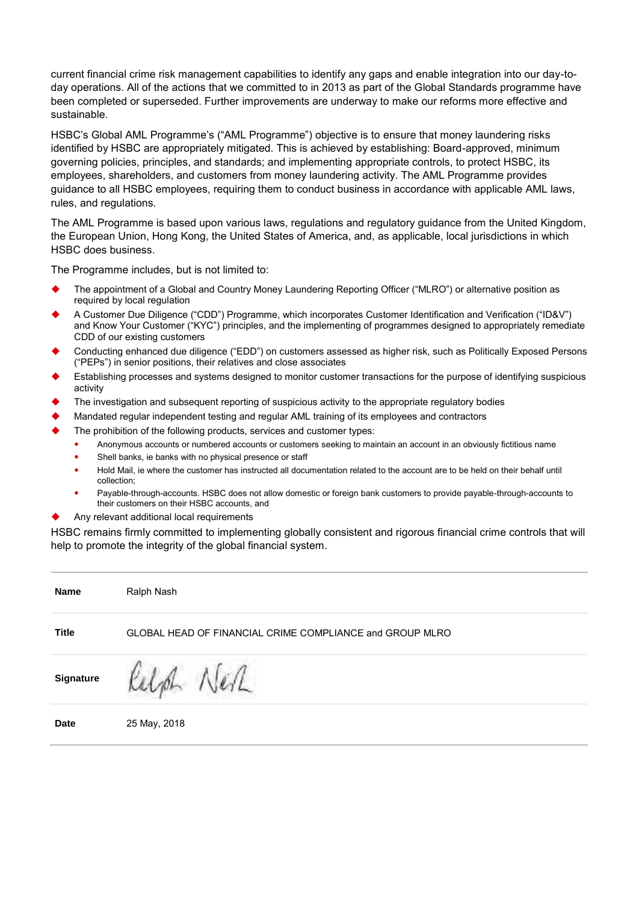current financial crime risk management capabilities to identify any gaps and enable integration into our day-to-day operations. All of the actions that we committed to in 2013 as part of the Global Standards programme have been completed or superseded. Further improvements are underway to make our reforms more effective and sustainable.

HSBC's Global AML Programme's ("AML Programme") objective is to ensure that money laundering risks identified by HSBC are appropriately mitigated. This is achieved by establishing: Board-approved, minimum governing policies, principles, and standards; and implementing appropriate controls, to protect HSBC, its employees, shareholders, and customers from money laundering activity. The AML Programme provides guidance to all HSBC employees, requiring them to conduct business in accordance with applicable AML laws, rules, and regulations.

The AML Programme is based upon various laws, regulations and regulatory guidance from the United Kingdom, the European Union, Hong Kong, the United States of America, and, as applicable, local jurisdictions in which HSBC does business.

The Programme includes, but is not limited to:

- The appointment of a Global and Country Money Laundering Reporting Officer ("MLRO") or alternative position as required by local regulation
- A Customer Due Diligence ("CDD") Programme, which incorporates Customer Identification and Verification ("ID&V") and Know Your Customer ("KYC") principles, and the implementing of programmes designed to appropriately remediate CDD of our existing customers
- Conducting enhanced due diligence ("EDD") on customers assessed as higher risk, such as Politically Exposed Persons ("PEPs") in senior positions, their relatives and close associates
- Establishing processes and systems designed to monitor customer transactions for the purpose of identifying suspicious activity
- The investigation and subsequent reporting of suspicious activity to the appropriate regulatory bodies
- Mandated regular independent testing and regular AML training of its employees and contractors
- The prohibition of the following products, services and customer types:
  - Anonymous accounts or numbered accounts or customers seeking to maintain an account in an obviously fictitious name
  - Shell banks, ie banks with no physical presence or staff
  - Hold Mail, ie where the customer has instructed all documentation related to the account are to be held on their behalf until collection;
  - Payable-through-accounts. HSBC does not allow domestic or foreign bank customers to provide payable-through-accounts to their customers on their HSBC accounts, and
- Any relevant additional local requirements

HSBC remains firmly committed to implementing globally consistent and rigorous financial crime controls that will help to promote the integrity of the global financial system.

| | |
|---|---|
| **Name** | Ralph Nash |
| **Title** | GLOBAL HEAD OF FINANCIAL CRIME COMPLIANCE and GROUP MLRO |
| **Signature** | Ralph Nash |
| **Date** | 25 May, 2018 |